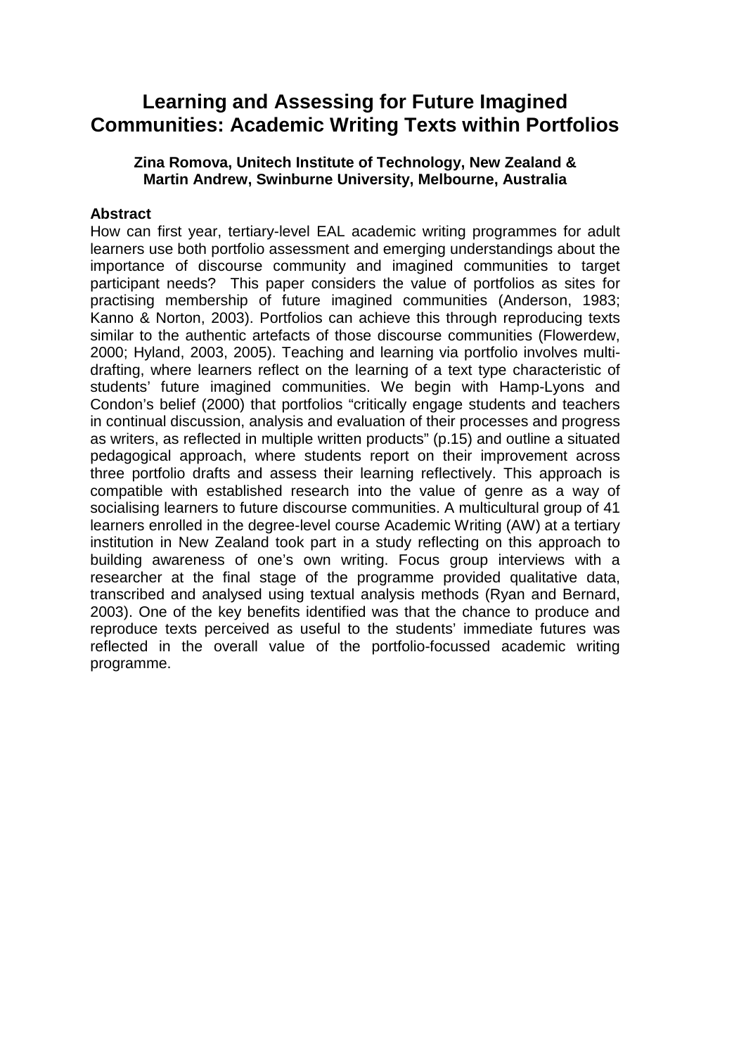# Learning and Assessing for Future Imagined Communities: Academic Writing Texts within Portfolios

**Zina Romova, Unitech Institute of Technology, New Zealand & Martin Andrew, Swinburne University, Melbourne, Australia**

## Abstract

How can first year, tertiary-level EAL academic writing programmes for adult learners use both portfolio assessment and emerging understandings about the importance of discourse community and imagined communities to target participant needs? This paper considers the value of portfolios as sites for practising membership of future imagined communities (Anderson, 1983; Kanno & Norton, 2003). Portfolios can achieve this through reproducing texts similar to the authentic artefacts of those discourse communities (Flowerdew, 2000; Hyland, 2003, 2005). Teaching and learning via portfolio involves multi-drafting, where learners reflect on the learning of a text type characteristic of students' future imagined communities. We begin with Hamp-Lyons and Condon's belief (2000) that portfolios "critically engage students and teachers in continual discussion, analysis and evaluation of their processes and progress as writers, as reflected in multiple written products" (p.15) and outline a situated pedagogical approach, where students report on their improvement across three portfolio drafts and assess their learning reflectively. This approach is compatible with established research into the value of genre as a way of socialising learners to future discourse communities. A multicultural group of 41 learners enrolled in the degree-level course Academic Writing (AW) at a tertiary institution in New Zealand took part in a study reflecting on this approach to building awareness of one's own writing. Focus group interviews with a researcher at the final stage of the programme provided qualitative data, transcribed and analysed using textual analysis methods (Ryan and Bernard, 2003). One of the key benefits identified was that the chance to produce and reproduce texts perceived as useful to the students' immediate futures was reflected in the overall value of the portfolio-focussed academic writing programme.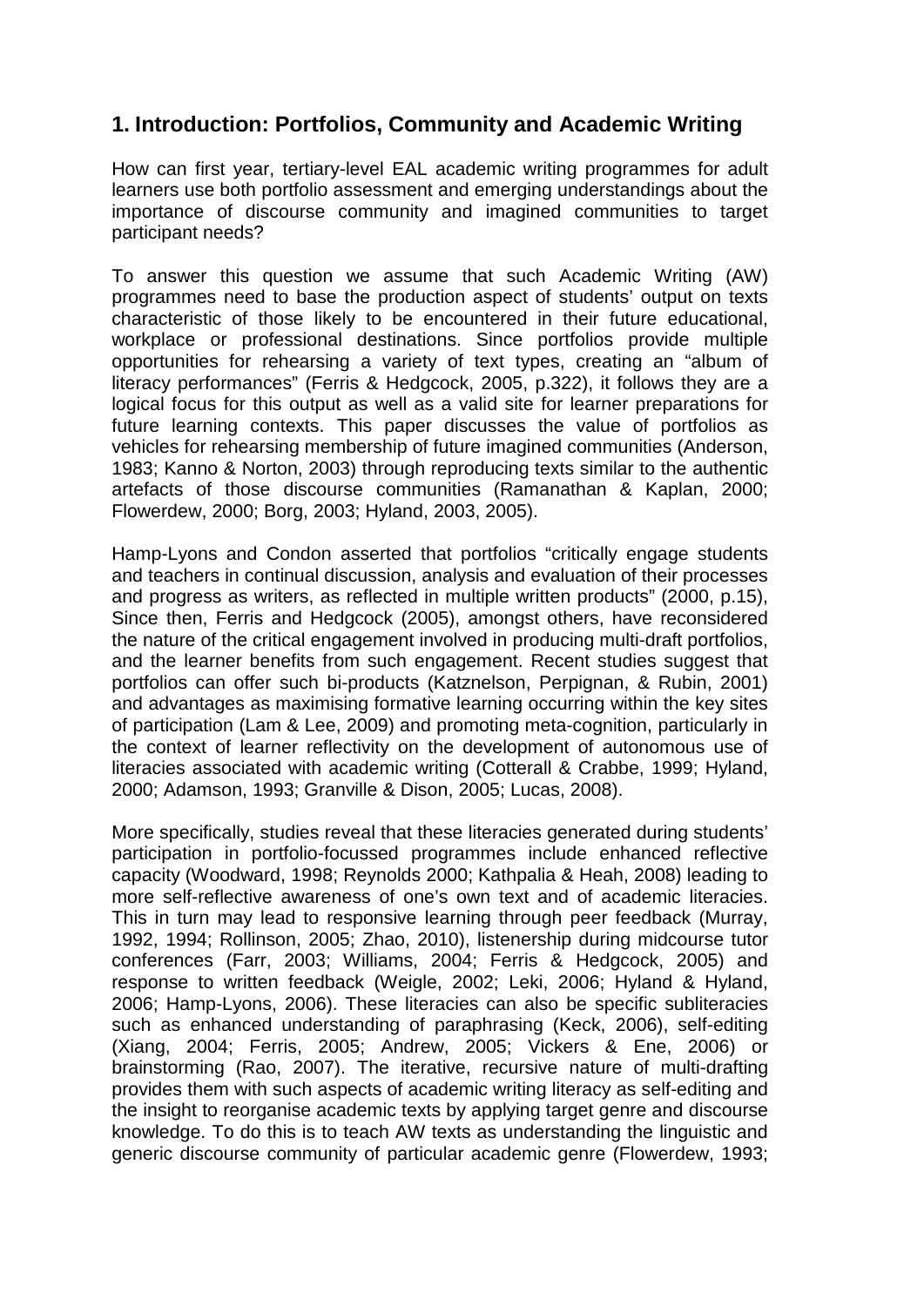## 1. Introduction: Portfolios, Community and Academic Writing

How can first year, tertiary-level EAL academic writing programmes for adult learners use both portfolio assessment and emerging understandings about the importance of discourse community and imagined communities to target participant needs?

To answer this question we assume that such Academic Writing (AW) programmes need to base the production aspect of students' output on texts characteristic of those likely to be encountered in their future educational, workplace or professional destinations. Since portfolios provide multiple opportunities for rehearsing a variety of text types, creating an "album of literacy performances" (Ferris & Hedgcock, 2005, p.322), it follows they are a logical focus for this output as well as a valid site for learner preparations for future learning contexts. This paper discusses the value of portfolios as vehicles for rehearsing membership of future imagined communities (Anderson, 1983; Kanno & Norton, 2003) through reproducing texts similar to the authentic artefacts of those discourse communities (Ramanathan & Kaplan, 2000; Flowerdew, 2000; Borg, 2003; Hyland, 2003, 2005).

Hamp-Lyons and Condon asserted that portfolios "critically engage students and teachers in continual discussion, analysis and evaluation of their processes and progress as writers, as reflected in multiple written products" (2000, p.15), Since then, Ferris and Hedgcock (2005), amongst others, have reconsidered the nature of the critical engagement involved in producing multi-draft portfolios, and the learner benefits from such engagement. Recent studies suggest that portfolios can offer such bi-products (Katznelson, Perpignan, & Rubin, 2001) and advantages as maximising formative learning occurring within the key sites of participation (Lam & Lee, 2009) and promoting meta-cognition, particularly in the context of learner reflectivity on the development of autonomous use of literacies associated with academic writing (Cotterall & Crabbe, 1999; Hyland, 2000; Adamson, 1993; Granville & Dison, 2005; Lucas, 2008).

More specifically, studies reveal that these literacies generated during students' participation in portfolio-focussed programmes include enhanced reflective capacity (Woodward, 1998; Reynolds 2000; Kathpalia & Heah, 2008) leading to more self-reflective awareness of one's own text and of academic literacies. This in turn may lead to responsive learning through peer feedback (Murray, 1992, 1994; Rollinson, 2005; Zhao, 2010), listenership during midcourse tutor conferences (Farr, 2003; Williams, 2004; Ferris & Hedgcock, 2005) and response to written feedback (Weigle, 2002; Leki, 2006; Hyland & Hyland, 2006; Hamp-Lyons, 2006). These literacies can also be specific subliteracies such as enhanced understanding of paraphrasing (Keck, 2006), self-editing (Xiang, 2004; Ferris, 2005; Andrew, 2005; Vickers & Ene, 2006) or brainstorming (Rao, 2007). The iterative, recursive nature of multi-drafting provides them with such aspects of academic writing literacy as self-editing and the insight to reorganise academic texts by applying target genre and discourse knowledge. To do this is to teach AW texts as understanding the linguistic and generic discourse community of particular academic genre (Flowerdew, 1993;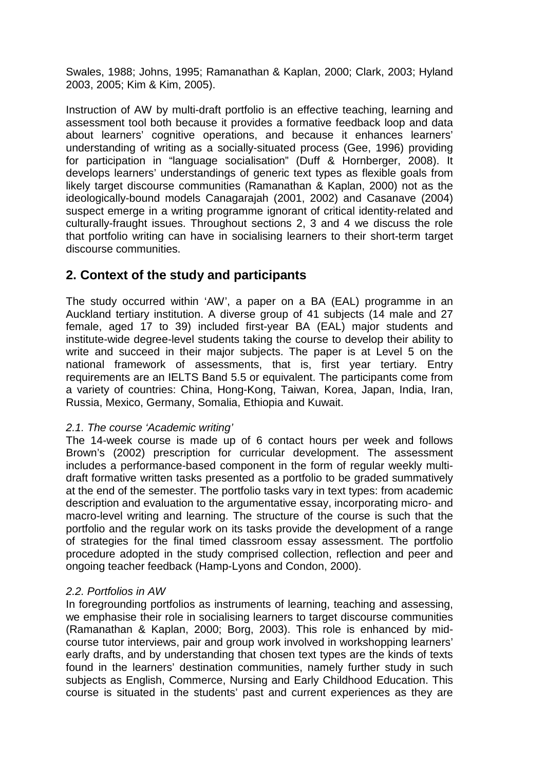Swales, 1988; Johns, 1995; Ramanathan & Kaplan, 2000; Clark, 2003; Hyland 2003, 2005; Kim & Kim, 2005).

Instruction of AW by multi-draft portfolio is an effective teaching, learning and assessment tool both because it provides a formative feedback loop and data about learners' cognitive operations, and because it enhances learners' understanding of writing as a socially-situated process (Gee, 1996) providing for participation in "language socialisation" (Duff & Hornberger, 2008). It develops learners' understandings of generic text types as flexible goals from likely target discourse communities (Ramanathan & Kaplan, 2000) not as the ideologically-bound models Canagarajah (2001, 2002) and Casanave (2004) suspect emerge in a writing programme ignorant of critical identity-related and culturally-fraught issues. Throughout sections 2, 3 and 4 we discuss the role that portfolio writing can have in socialising learners to their short-term target discourse communities.

## 2. Context of the study and participants

The study occurred within 'AW', a paper on a BA (EAL) programme in an Auckland tertiary institution. A diverse group of 41 subjects (14 male and 27 female, aged 17 to 39) included first-year BA (EAL) major students and institute-wide degree-level students taking the course to develop their ability to write and succeed in their major subjects. The paper is at Level 5 on the national framework of assessments, that is, first year tertiary. Entry requirements are an IELTS Band 5.5 or equivalent. The participants come from a variety of countries: China, Hong-Kong, Taiwan, Korea, Japan, India, Iran, Russia, Mexico, Germany, Somalia, Ethiopia and Kuwait.

### *2.1. The course 'Academic writing'*

The 14-week course is made up of 6 contact hours per week and follows Brown's (2002) prescription for curricular development. The assessment includes a performance-based component in the form of regular weekly multi-draft formative written tasks presented as a portfolio to be graded summatively at the end of the semester. The portfolio tasks vary in text types: from academic description and evaluation to the argumentative essay, incorporating micro- and macro-level writing and learning. The structure of the course is such that the portfolio and the regular work on its tasks provide the development of a range of strategies for the final timed classroom essay assessment. The portfolio procedure adopted in the study comprised collection, reflection and peer and ongoing teacher feedback (Hamp-Lyons and Condon, 2000).

### *2.2. Portfolios in AW*

In foregrounding portfolios as instruments of learning, teaching and assessing, we emphasise their role in socialising learners to target discourse communities (Ramanathan & Kaplan, 2000; Borg, 2003). This role is enhanced by mid-course tutor interviews, pair and group work involved in workshopping learners' early drafts, and by understanding that chosen text types are the kinds of texts found in the learners' destination communities, namely further study in such subjects as English, Commerce, Nursing and Early Childhood Education. This course is situated in the students' past and current experiences as they are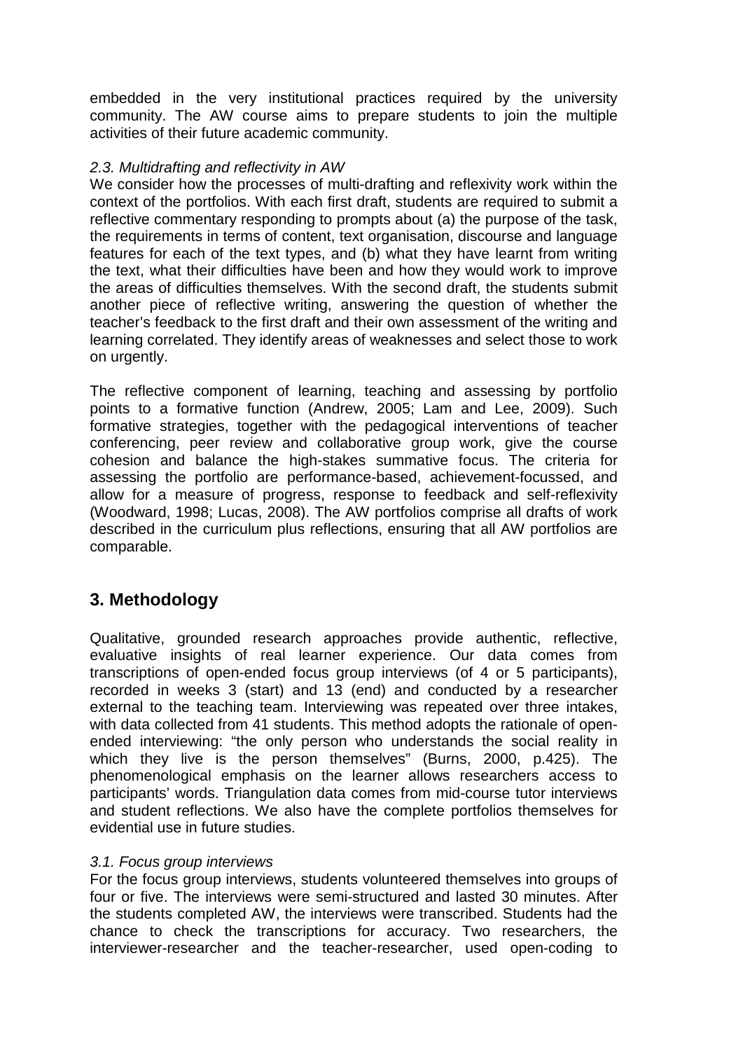embedded in the very institutional practices required by the university community. The AW course aims to prepare students to join the multiple activities of their future academic community.

### *2.3. Multidrafting and reflectivity in AW*

We consider how the processes of multi-drafting and reflexivity work within the context of the portfolios. With each first draft, students are required to submit a reflective commentary responding to prompts about (a) the purpose of the task, the requirements in terms of content, text organisation, discourse and language features for each of the text types, and (b) what they have learnt from writing the text, what their difficulties have been and how they would work to improve the areas of difficulties themselves. With the second draft, the students submit another piece of reflective writing, answering the question of whether the teacher's feedback to the first draft and their own assessment of the writing and learning correlated. They identify areas of weaknesses and select those to work on urgently.

The reflective component of learning, teaching and assessing by portfolio points to a formative function (Andrew, 2005; Lam and Lee, 2009). Such formative strategies, together with the pedagogical interventions of teacher conferencing, peer review and collaborative group work, give the course cohesion and balance the high-stakes summative focus. The criteria for assessing the portfolio are performance-based, achievement-focussed, and allow for a measure of progress, response to feedback and self-reflexivity (Woodward, 1998; Lucas, 2008). The AW portfolios comprise all drafts of work described in the curriculum plus reflections, ensuring that all AW portfolios are comparable.

## 3. Methodology

Qualitative, grounded research approaches provide authentic, reflective, evaluative insights of real learner experience. Our data comes from transcriptions of open-ended focus group interviews (of 4 or 5 participants), recorded in weeks 3 (start) and 13 (end) and conducted by a researcher external to the teaching team. Interviewing was repeated over three intakes, with data collected from 41 students. This method adopts the rationale of open-ended interviewing: "the only person who understands the social reality in which they live is the person themselves" (Burns, 2000, p.425). The phenomenological emphasis on the learner allows researchers access to participants' words. Triangulation data comes from mid-course tutor interviews and student reflections. We also have the complete portfolios themselves for evidential use in future studies.

### *3.1. Focus group interviews*

For the focus group interviews, students volunteered themselves into groups of four or five. The interviews were semi-structured and lasted 30 minutes. After the students completed AW, the interviews were transcribed. Students had the chance to check the transcriptions for accuracy. Two researchers, the interviewer-researcher and the teacher-researcher, used open-coding to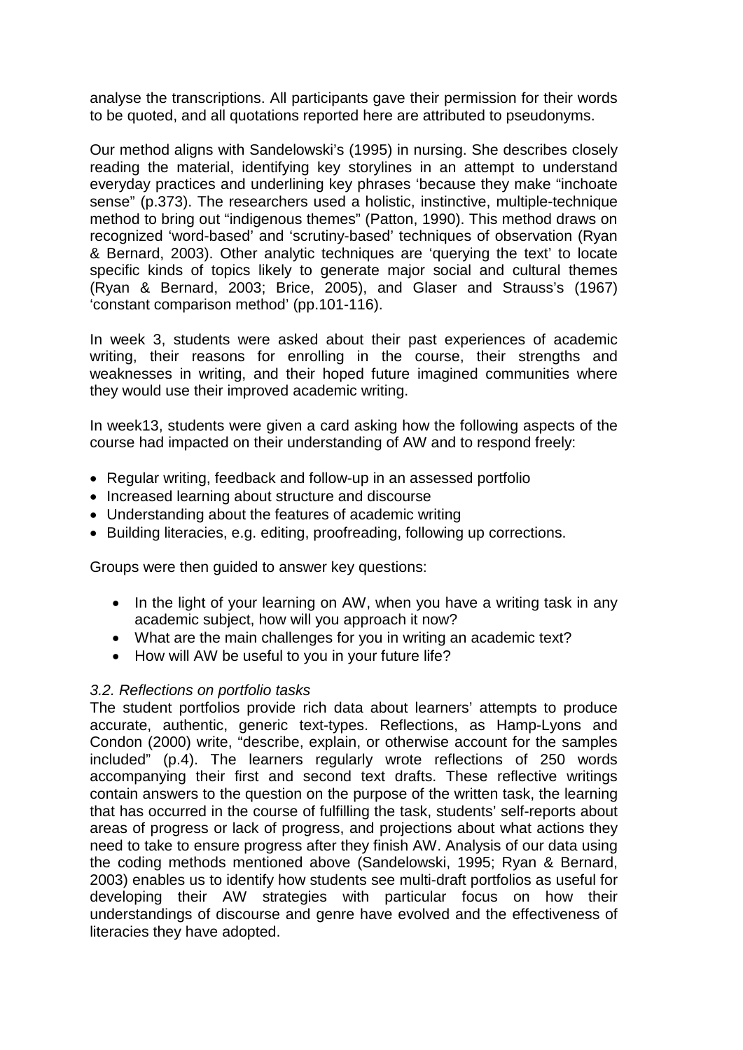analyse the transcriptions. All participants gave their permission for their words to be quoted, and all quotations reported here are attributed to pseudonyms.

Our method aligns with Sandelowski's (1995) in nursing. She describes closely reading the material, identifying key storylines in an attempt to understand everyday practices and underlining key phrases 'because they make "inchoate sense" (p.373). The researchers used a holistic, instinctive, multiple-technique method to bring out "indigenous themes" (Patton, 1990). This method draws on recognized 'word-based' and 'scrutiny-based' techniques of observation (Ryan & Bernard, 2003). Other analytic techniques are 'querying the text' to locate specific kinds of topics likely to generate major social and cultural themes (Ryan & Bernard, 2003; Brice, 2005), and Glaser and Strauss's (1967) 'constant comparison method' (pp.101-116).

In week 3, students were asked about their past experiences of academic writing, their reasons for enrolling in the course, their strengths and weaknesses in writing, and their hoped future imagined communities where they would use their improved academic writing.

In week13, students were given a card asking how the following aspects of the course had impacted on their understanding of AW and to respond freely:

- Regular writing, feedback and follow-up in an assessed portfolio
- Increased learning about structure and discourse
- Understanding about the features of academic writing
- Building literacies, e.g. editing, proofreading, following up corrections.

Groups were then guided to answer key questions:

- In the light of your learning on AW, when you have a writing task in any academic subject, how will you approach it now?
- What are the main challenges for you in writing an academic text?
- How will AW be useful to you in your future life?

### *3.2. Reflections on portfolio tasks*

The student portfolios provide rich data about learners' attempts to produce accurate, authentic, generic text-types. Reflections, as Hamp-Lyons and Condon (2000) write, "describe, explain, or otherwise account for the samples included" (p.4). The learners regularly wrote reflections of 250 words accompanying their first and second text drafts. These reflective writings contain answers to the question on the purpose of the written task, the learning that has occurred in the course of fulfilling the task, students' self-reports about areas of progress or lack of progress, and projections about what actions they need to take to ensure progress after they finish AW. Analysis of our data using the coding methods mentioned above (Sandelowski, 1995; Ryan & Bernard, 2003) enables us to identify how students see multi-draft portfolios as useful for developing their AW strategies with particular focus on how their understandings of discourse and genre have evolved and the effectiveness of literacies they have adopted.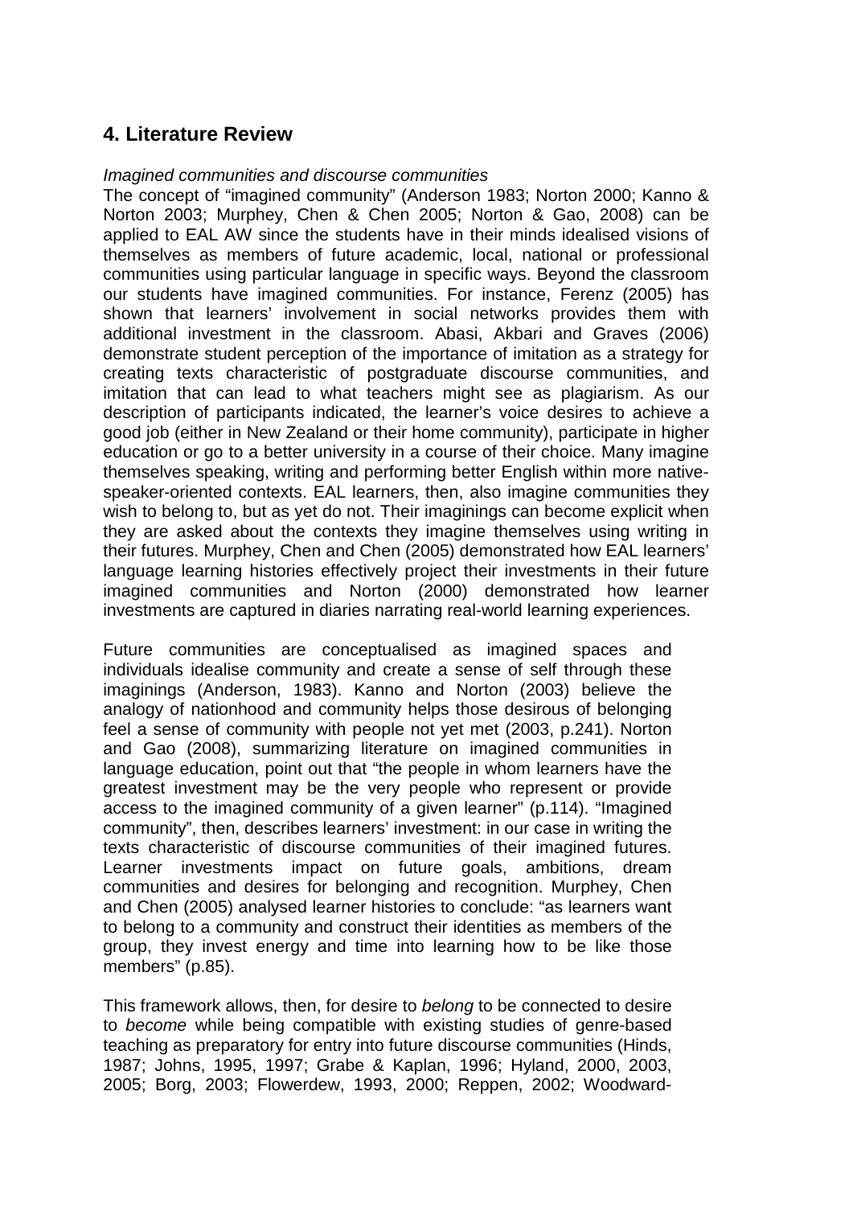## 4. Literature Review

*Imagined communities and discourse communities*

The concept of "imagined community" (Anderson 1983; Norton 2000; Kanno & Norton 2003; Murphey, Chen & Chen 2005; Norton & Gao, 2008) can be applied to EAL AW since the students have in their minds idealised visions of themselves as members of future academic, local, national or professional communities using particular language in specific ways. Beyond the classroom our students have imagined communities. For instance, Ferenz (2005) has shown that learners' involvement in social networks provides them with additional investment in the classroom. Abasi, Akbari and Graves (2006) demonstrate student perception of the importance of imitation as a strategy for creating texts characteristic of postgraduate discourse communities, and imitation that can lead to what teachers might see as plagiarism. As our description of participants indicated, the learner's voice desires to achieve a good job (either in New Zealand or their home community), participate in higher education or go to a better university in a course of their choice. Many imagine themselves speaking, writing and performing better English within more native-speaker-oriented contexts. EAL learners, then, also imagine communities they wish to belong to, but as yet do not. Their imaginings can become explicit when they are asked about the contexts they imagine themselves using writing in their futures. Murphey, Chen and Chen (2005) demonstrated how EAL learners' language learning histories effectively project their investments in their future imagined communities and Norton (2000) demonstrated how learner investments are captured in diaries narrating real-world learning experiences.

Future communities are conceptualised as imagined spaces and individuals idealise community and create a sense of self through these imaginings (Anderson, 1983). Kanno and Norton (2003) believe the analogy of nationhood and community helps those desirous of belonging feel a sense of community with people not yet met (2003, p.241). Norton and Gao (2008), summarizing literature on imagined communities in language education, point out that "the people in whom learners have the greatest investment may be the very people who represent or provide access to the imagined community of a given learner" (p.114). "Imagined community", then, describes learners' investment: in our case in writing the texts characteristic of discourse communities of their imagined futures. Learner investments impact on future goals, ambitions, dream communities and desires for belonging and recognition. Murphey, Chen and Chen (2005) analysed learner histories to conclude: "as learners want to belong to a community and construct their identities as members of the group, they invest energy and time into learning how to be like those members" (p.85).

This framework allows, then, for desire to *belong* to be connected to desire to *become* while being compatible with existing studies of genre-based teaching as preparatory for entry into future discourse communities (Hinds, 1987; Johns, 1995, 1997; Grabe & Kaplan, 1996; Hyland, 2000, 2003, 2005; Borg, 2003; Flowerdew, 1993, 2000; Reppen, 2002; Woodward-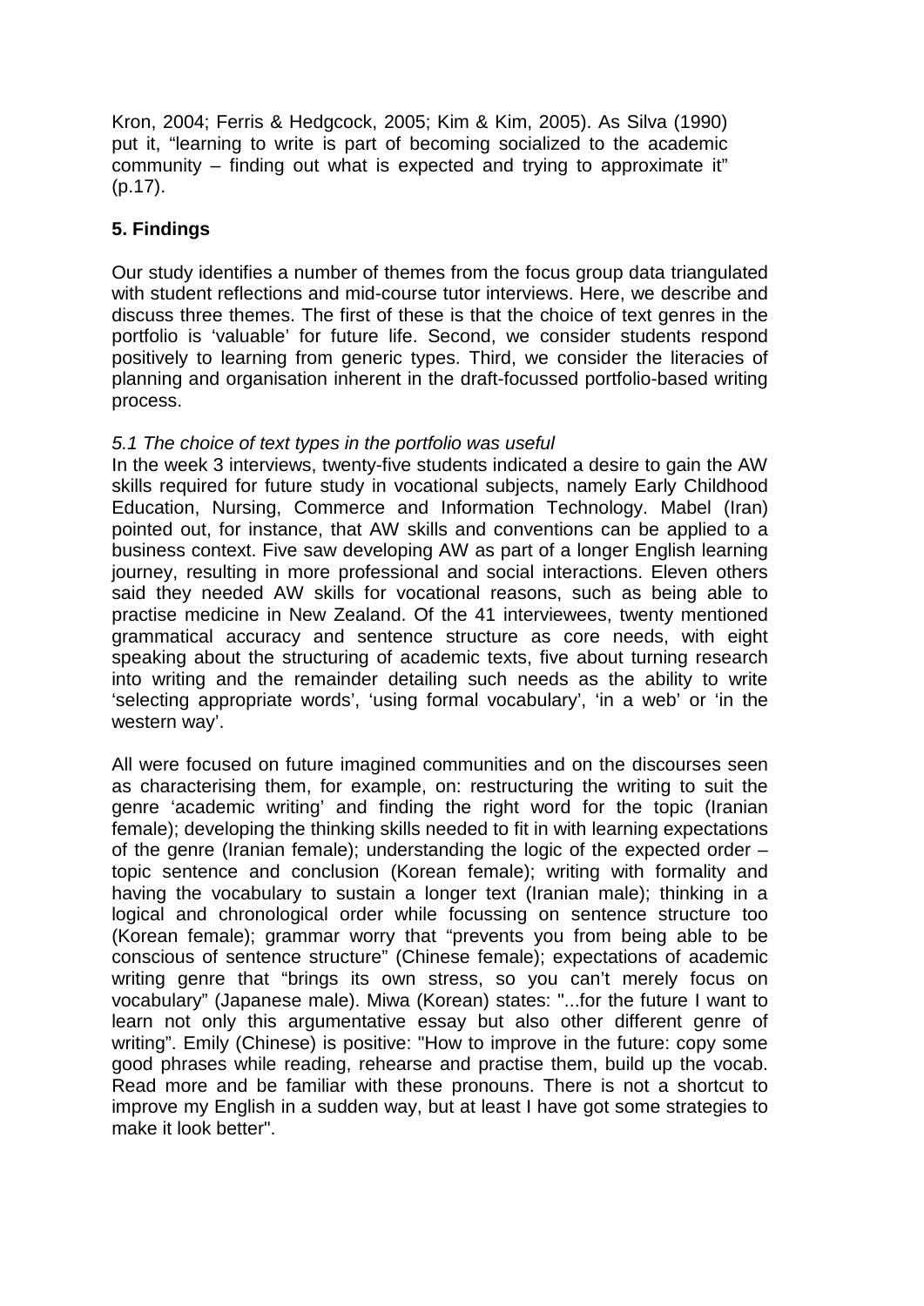Kron, 2004; Ferris & Hedgcock, 2005; Kim & Kim, 2005). As Silva (1990) put it, "learning to write is part of becoming socialized to the academic community – finding out what is expected and trying to approximate it" (p.17).

## 5. Findings

Our study identifies a number of themes from the focus group data triangulated with student reflections and mid-course tutor interviews. Here, we describe and discuss three themes. The first of these is that the choice of text genres in the portfolio is 'valuable' for future life. Second, we consider students respond positively to learning from generic types. Third, we consider the literacies of planning and organisation inherent in the draft-focussed portfolio-based writing process.

### *5.1 The choice of text types in the portfolio was useful*

In the week 3 interviews, twenty-five students indicated a desire to gain the AW skills required for future study in vocational subjects, namely Early Childhood Education, Nursing, Commerce and Information Technology. Mabel (Iran) pointed out, for instance, that AW skills and conventions can be applied to a business context. Five saw developing AW as part of a longer English learning journey, resulting in more professional and social interactions. Eleven others said they needed AW skills for vocational reasons, such as being able to practise medicine in New Zealand. Of the 41 interviewees, twenty mentioned grammatical accuracy and sentence structure as core needs, with eight speaking about the structuring of academic texts, five about turning research into writing and the remainder detailing such needs as the ability to write 'selecting appropriate words', 'using formal vocabulary', 'in a web' or 'in the western way'.

All were focused on future imagined communities and on the discourses seen as characterising them, for example, on: restructuring the writing to suit the genre 'academic writing' and finding the right word for the topic (Iranian female); developing the thinking skills needed to fit in with learning expectations of the genre (Iranian female); understanding the logic of the expected order – topic sentence and conclusion (Korean female); writing with formality and having the vocabulary to sustain a longer text (Iranian male); thinking in a logical and chronological order while focussing on sentence structure too (Korean female); grammar worry that "prevents you from being able to be conscious of sentence structure" (Chinese female); expectations of academic writing genre that "brings its own stress, so you can't merely focus on vocabulary" (Japanese male). Miwa (Korean) states: "...for the future I want to learn not only this argumentative essay but also other different genre of writing". Emily (Chinese) is positive: "How to improve in the future: copy some good phrases while reading, rehearse and practise them, build up the vocab. Read more and be familiar with these pronouns. There is not a shortcut to improve my English in a sudden way, but at least I have got some strategies to make it look better".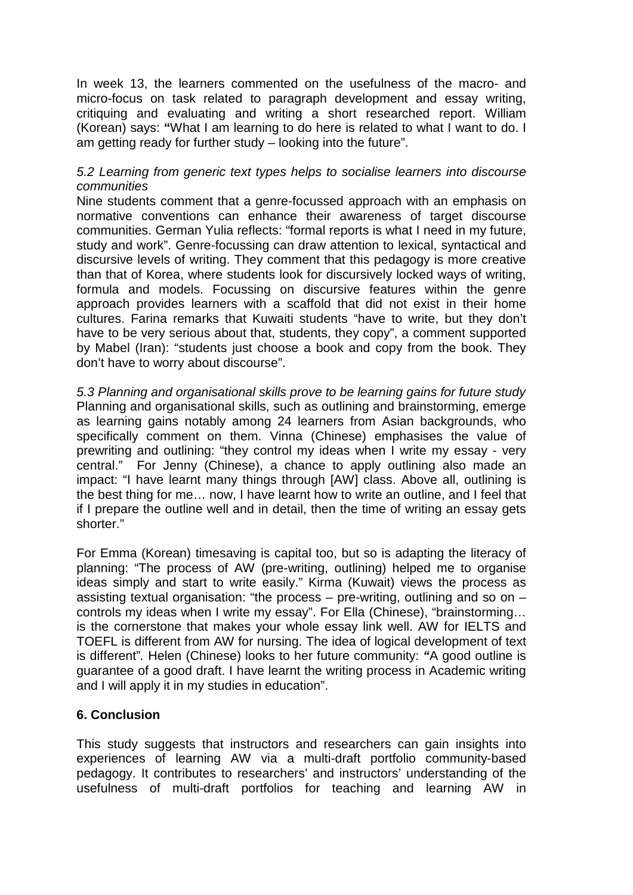In week 13, the learners commented on the usefulness of the macro- and micro-focus on task related to paragraph development and essay writing, critiquing and evaluating and writing a short researched report. William (Korean) says: **"**What I am learning to do here is related to what I want to do. I am getting ready for further study – looking into the future".

*5.2 Learning from generic text types helps to socialise learners into discourse communities*

Nine students comment that a genre-focussed approach with an emphasis on normative conventions can enhance their awareness of target discourse communities. German Yulia reflects: "formal reports is what I need in my future, study and work". Genre-focussing can draw attention to lexical, syntactical and discursive levels of writing. They comment that this pedagogy is more creative than that of Korea, where students look for discursively locked ways of writing, formula and models. Focussing on discursive features within the genre approach provides learners with a scaffold that did not exist in their home cultures. Farina remarks that Kuwaiti students "have to write, but they don't have to be very serious about that, students, they copy", a comment supported by Mabel (Iran): "students just choose a book and copy from the book. They don't have to worry about discourse".

*5.3 Planning and organisational skills prove to be learning gains for future study*

Planning and organisational skills, such as outlining and brainstorming, emerge as learning gains notably among 24 learners from Asian backgrounds, who specifically comment on them. Vinna (Chinese) emphasises the value of prewriting and outlining: "they control my ideas when I write my essay - very central." For Jenny (Chinese), a chance to apply outlining also made an impact: "I have learnt many things through [AW] class. Above all, outlining is the best thing for me… now, I have learnt how to write an outline, and I feel that if I prepare the outline well and in detail, then the time of writing an essay gets shorter."

For Emma (Korean) timesaving is capital too, but so is adapting the literacy of planning: "The process of AW (pre-writing, outlining) helped me to organise ideas simply and start to write easily." Kirma (Kuwait) views the process as assisting textual organisation: "the process – pre-writing, outlining and so on – controls my ideas when I write my essay". For Ella (Chinese), "brainstorming… is the cornerstone that makes your whole essay link well. AW for IELTS and TOEFL is different from AW for nursing. The idea of logical development of text is different". Helen (Chinese) looks to her future community: **"**A good outline is guarantee of a good draft. I have learnt the writing process in Academic writing and I will apply it in my studies in education".

## 6. Conclusion

This study suggests that instructors and researchers can gain insights into experiences of learning AW via a multi-draft portfolio community-based pedagogy. It contributes to researchers' and instructors' understanding of the usefulness of multi-draft portfolios for teaching and learning AW in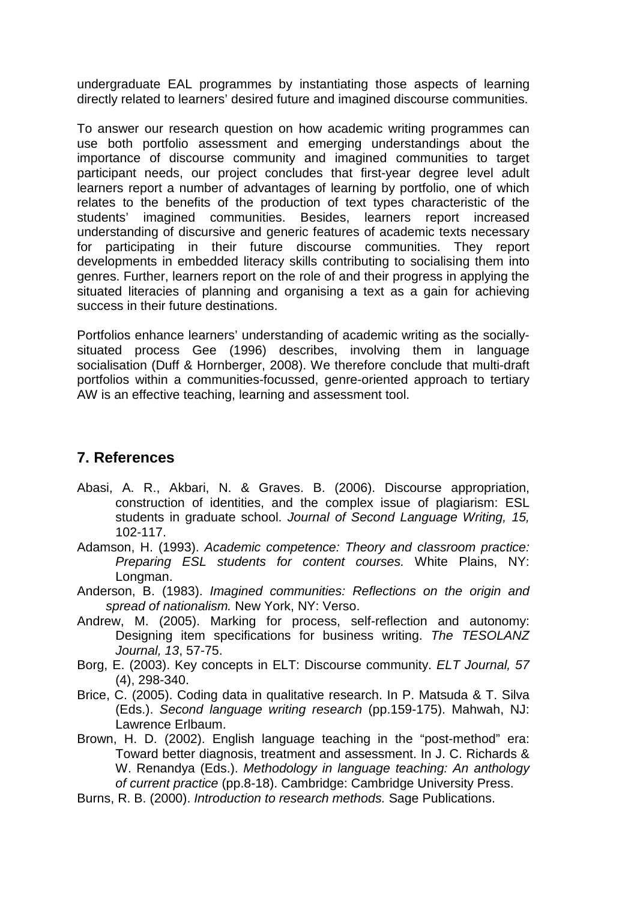undergraduate EAL programmes by instantiating those aspects of learning directly related to learners' desired future and imagined discourse communities.

To answer our research question on how academic writing programmes can use both portfolio assessment and emerging understandings about the importance of discourse community and imagined communities to target participant needs, our project concludes that first-year degree level adult learners report a number of advantages of learning by portfolio, one of which relates to the benefits of the production of text types characteristic of the students' imagined communities. Besides, learners report increased understanding of discursive and generic features of academic texts necessary for participating in their future discourse communities. They report developments in embedded literacy skills contributing to socialising them into genres. Further, learners report on the role of and their progress in applying the situated literacies of planning and organising a text as a gain for achieving success in their future destinations.

Portfolios enhance learners' understanding of academic writing as the socially-situated process Gee (1996) describes, involving them in language socialisation (Duff & Hornberger, 2008). We therefore conclude that multi-draft portfolios within a communities-focussed, genre-oriented approach to tertiary AW is an effective teaching, learning and assessment tool.

## 7. References

Abasi, A. R., Akbari, N. & Graves. B. (2006). Discourse appropriation, construction of identities, and the complex issue of plagiarism: ESL students in graduate school. *Journal of Second Language Writing, 15,* 102-117.

Adamson, H. (1993). *Academic competence: Theory and classroom practice: Preparing ESL students for content courses.* White Plains, NY: Longman.

Anderson, B. (1983). *Imagined communities: Reflections on the origin and spread of nationalism.* New York, NY: Verso.

Andrew, M. (2005). Marking for process, self-reflection and autonomy: Designing item specifications for business writing. *The TESOLANZ Journal, 13*, 57-75.

Borg, E. (2003). Key concepts in ELT: Discourse community. *ELT Journal, 57* (4), 298-340.

Brice, C. (2005). Coding data in qualitative research. In P. Matsuda & T. Silva (Eds.). *Second language writing research* (pp.159-175). Mahwah, NJ: Lawrence Erlbaum.

Brown, H. D. (2002). English language teaching in the "post-method" era: Toward better diagnosis, treatment and assessment. In J. C. Richards & W. Renandya (Eds.). *Methodology in language teaching: An anthology of current practice* (pp.8-18). Cambridge: Cambridge University Press.

Burns, R. B. (2000). *Introduction to research methods.* Sage Publications.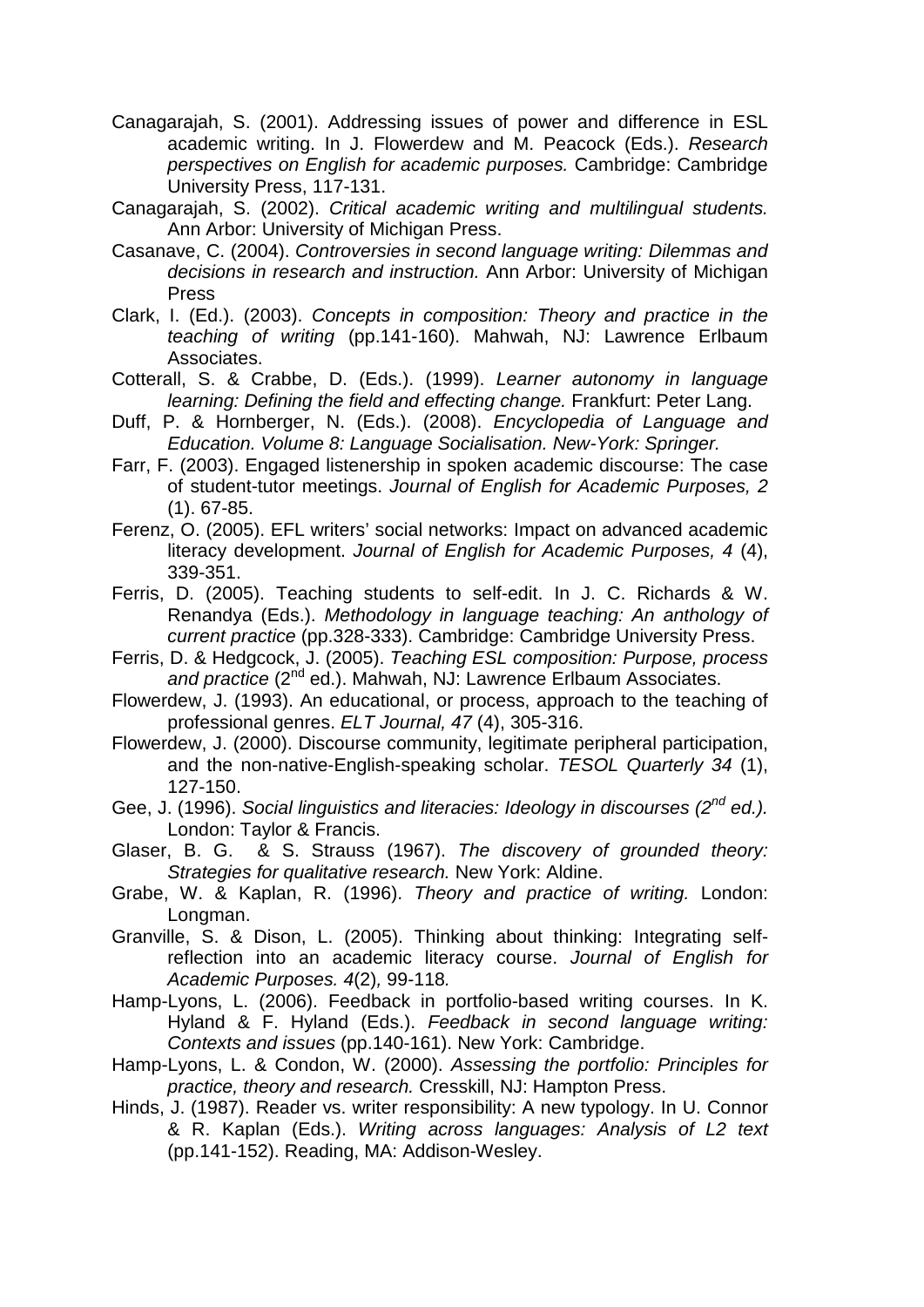Canagarajah, S. (2001). Addressing issues of power and difference in ESL academic writing. In J. Flowerdew and M. Peacock (Eds.). *Research perspectives on English for academic purposes.* Cambridge: Cambridge University Press, 117-131.

Canagarajah, S. (2002). *Critical academic writing and multilingual students.* Ann Arbor: University of Michigan Press.

Casanave, C. (2004). *Controversies in second language writing: Dilemmas and decisions in research and instruction.* Ann Arbor: University of Michigan Press

Clark, I. (Ed.). (2003). *Concepts in composition: Theory and practice in the teaching of writing* (pp.141-160). Mahwah, NJ: Lawrence Erlbaum Associates.

Cotterall, S. & Crabbe, D. (Eds.). (1999). *Learner autonomy in language learning: Defining the field and effecting change.* Frankfurt: Peter Lang.

Duff, P. & Hornberger, N. (Eds.). (2008). *Encyclopedia of Language and Education. Volume 8: Language Socialisation. New-York: Springer.*

Farr, F. (2003). Engaged listenership in spoken academic discourse: The case of student-tutor meetings. *Journal of English for Academic Purposes, 2* (1). 67-85.

Ferenz, O. (2005). EFL writers' social networks: Impact on advanced academic literacy development. *Journal of English for Academic Purposes, 4* (4), 339-351.

Ferris, D. (2005). Teaching students to self-edit. In J. C. Richards & W. Renandya (Eds.). *Methodology in language teaching: An anthology of current practice* (pp.328-333). Cambridge: Cambridge University Press.

Ferris, D. & Hedgcock, J. (2005). *Teaching ESL composition: Purpose, process and practice* (2nd ed.). Mahwah, NJ: Lawrence Erlbaum Associates.

Flowerdew, J. (1993). An educational, or process, approach to the teaching of professional genres. *ELT Journal, 47* (4), 305-316.

Flowerdew, J. (2000). Discourse community, legitimate peripheral participation, and the non-native-English-speaking scholar. *TESOL Quarterly 34* (1), 127-150.

Gee, J. (1996). *Social linguistics and literacies: Ideology in discourses (2nd ed.).* London: Taylor & Francis.

Glaser, B. G. & S. Strauss (1967). *The discovery of grounded theory: Strategies for qualitative research.* New York: Aldine.

Grabe, W. & Kaplan, R. (1996). *Theory and practice of writing.* London: Longman.

Granville, S. & Dison, L. (2005). Thinking about thinking: Integrating self-reflection into an academic literacy course. *Journal of English for Academic Purposes. 4*(2)*,* 99-118*.*

Hamp-Lyons, L. (2006). Feedback in portfolio-based writing courses. In K. Hyland & F. Hyland (Eds.). *Feedback in second language writing: Contexts and issues* (pp.140-161). New York: Cambridge.

Hamp-Lyons, L. & Condon, W. (2000). *Assessing the portfolio: Principles for practice, theory and research.* Cresskill, NJ: Hampton Press.

Hinds, J. (1987). Reader vs. writer responsibility: A new typology. In U. Connor & R. Kaplan (Eds.). *Writing across languages: Analysis of L2 text* (pp.141-152). Reading, MA: Addison-Wesley.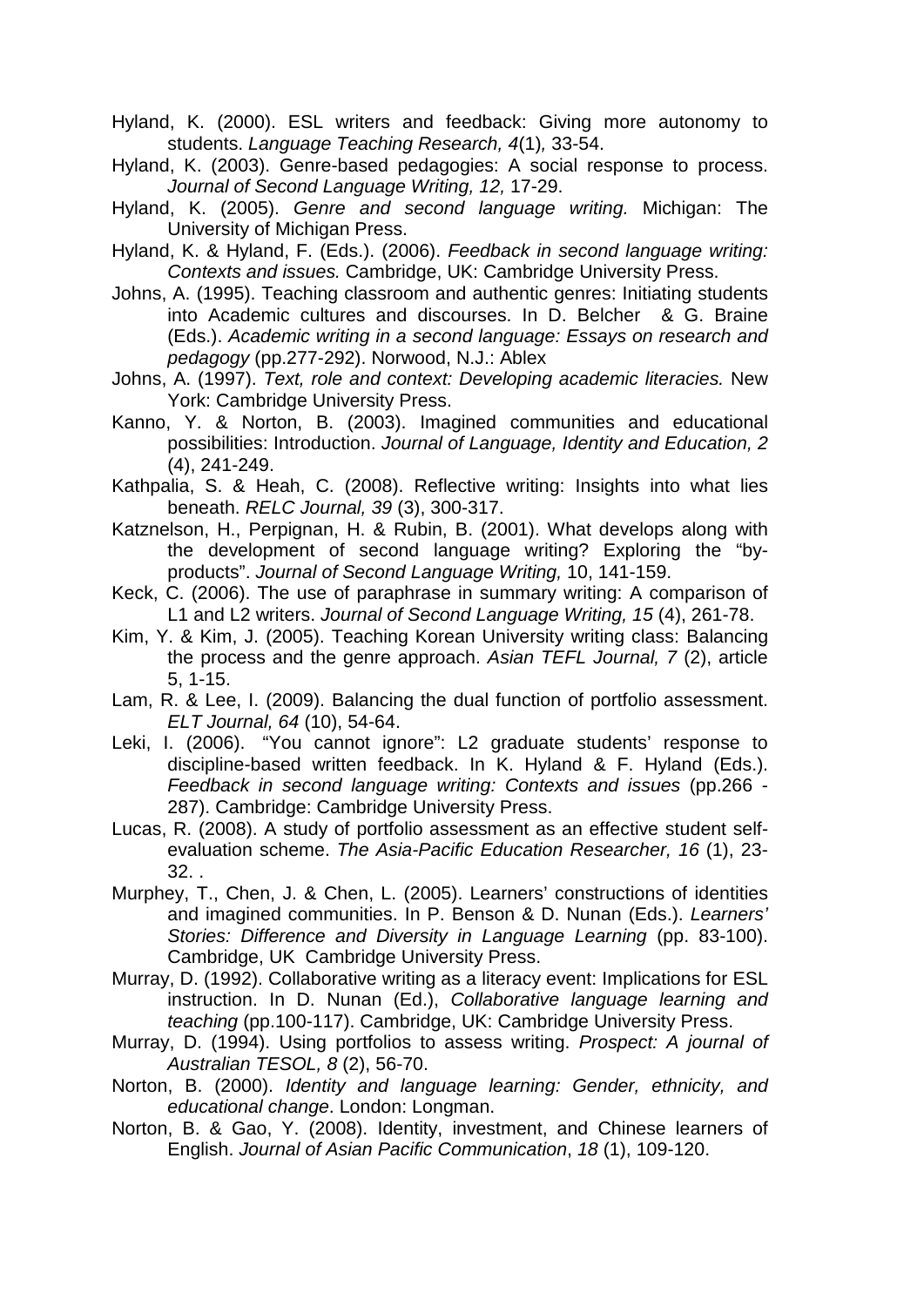Hyland, K. (2000). ESL writers and feedback: Giving more autonomy to students. *Language Teaching Research, 4*(1)*,* 33-54.

Hyland, K. (2003). Genre-based pedagogies: A social response to process. *Journal of Second Language Writing, 12,* 17-29.

Hyland, K. (2005). *Genre and second language writing.* Michigan: The University of Michigan Press.

Hyland, K. & Hyland, F. (Eds.). (2006). *Feedback in second language writing: Contexts and issues.* Cambridge, UK: Cambridge University Press.

Johns, A. (1995). Teaching classroom and authentic genres: Initiating students into Academic cultures and discourses. In D. Belcher & G. Braine (Eds.). *Academic writing in a second language: Essays on research and pedagogy* (pp.277-292). Norwood, N.J.: Ablex

Johns, A. (1997). *Text, role and context: Developing academic literacies.* New York: Cambridge University Press.

Kanno, Y. & Norton, B. (2003). Imagined communities and educational possibilities: Introduction. *Journal of Language, Identity and Education, 2* (4), 241-249.

Kathpalia, S. & Heah, C. (2008). Reflective writing: Insights into what lies beneath. *RELC Journal, 39* (3), 300-317.

Katznelson, H., Perpignan, H. & Rubin, B. (2001). What develops along with the development of second language writing? Exploring the "by-products". *Journal of Second Language Writing,* 10, 141-159.

Keck, C. (2006). The use of paraphrase in summary writing: A comparison of L1 and L2 writers. *Journal of Second Language Writing, 15* (4), 261-78.

Kim, Y. & Kim, J. (2005). Teaching Korean University writing class: Balancing the process and the genre approach. *Asian TEFL Journal, 7* (2), article 5, 1-15.

Lam, R. & Lee, I. (2009). Balancing the dual function of portfolio assessment. *ELT Journal, 64* (10), 54-64.

Leki, I. (2006). "You cannot ignore": L2 graduate students' response to discipline-based written feedback. In K. Hyland & F. Hyland (Eds.). *Feedback in second language writing: Contexts and issues* (pp.266 - 287). Cambridge: Cambridge University Press.

Lucas, R. (2008). A study of portfolio assessment as an effective student self-evaluation scheme. *The Asia-Pacific Education Researcher, 16* (1), 23-32. .

Murphey, T., Chen, J. & Chen, L. (2005). Learners' constructions of identities and imagined communities. In P. Benson & D. Nunan (Eds.). *Learners' Stories: Difference and Diversity in Language Learning* (pp. 83-100). Cambridge, UK Cambridge University Press.

Murray, D. (1992). Collaborative writing as a literacy event: Implications for ESL instruction. In D. Nunan (Ed.), *Collaborative language learning and teaching* (pp.100-117). Cambridge, UK: Cambridge University Press.

Murray, D. (1994). Using portfolios to assess writing. *Prospect: A journal of Australian TESOL, 8* (2), 56-70.

Norton, B. (2000). *Identity and language learning: Gender, ethnicity, and educational change*. London: Longman.

Norton, B. & Gao, Y. (2008). Identity, investment, and Chinese learners of English. *Journal of Asian Pacific Communication*, *18* (1), 109-120.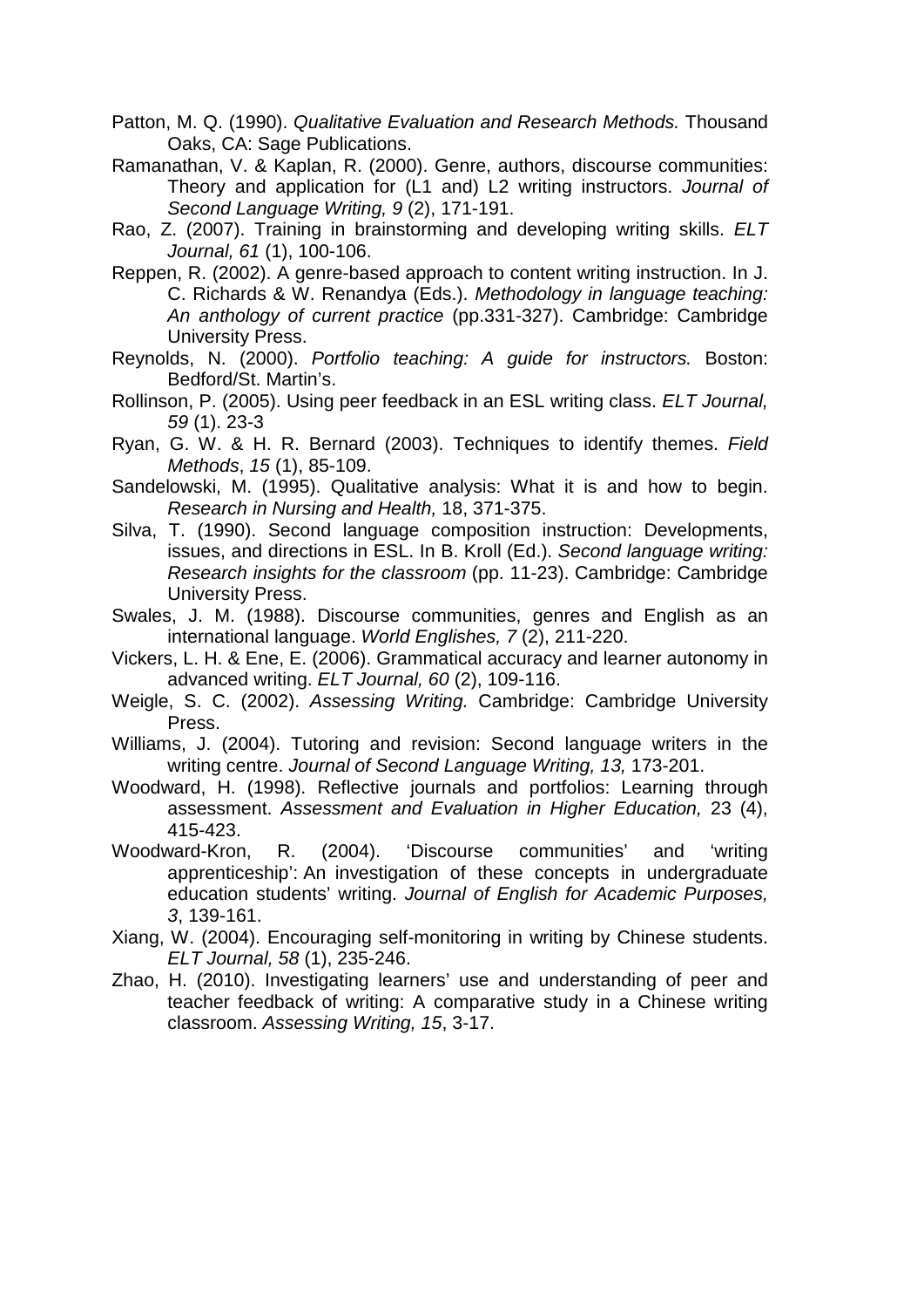Patton, M. Q. (1990). *Qualitative Evaluation and Research Methods.* Thousand Oaks, CA: Sage Publications.

Ramanathan, V. & Kaplan, R. (2000). Genre, authors, discourse communities: Theory and application for (L1 and) L2 writing instructors. *Journal of Second Language Writing, 9* (2), 171-191.

Rao, Z. (2007). Training in brainstorming and developing writing skills. *ELT Journal, 61* (1), 100-106.

Reppen, R. (2002). A genre-based approach to content writing instruction. In J. C. Richards & W. Renandya (Eds.). *Methodology in language teaching: An anthology of current practice* (pp.331-327). Cambridge: Cambridge University Press.

Reynolds, N. (2000). *Portfolio teaching: A guide for instructors.* Boston: Bedford/St. Martin's.

Rollinson, P. (2005). Using peer feedback in an ESL writing class. *ELT Journal, 59* (1). 23-3

Ryan, G. W. & H. R. Bernard (2003). Techniques to identify themes. *Field Methods*, *15* (1), 85-109.

Sandelowski, M. (1995). Qualitative analysis: What it is and how to begin. *Research in Nursing and Health,* 18, 371-375.

Silva, T. (1990). Second language composition instruction: Developments, issues, and directions in ESL. In B. Kroll (Ed.). *Second language writing: Research insights for the classroom* (pp. 11-23). Cambridge: Cambridge University Press.

Swales, J. M. (1988). Discourse communities, genres and English as an international language. *World Englishes, 7* (2), 211-220.

Vickers, L. H. & Ene, E. (2006). Grammatical accuracy and learner autonomy in advanced writing. *ELT Journal, 60* (2), 109-116.

Weigle, S. C. (2002). *Assessing Writing.* Cambridge: Cambridge University Press.

Williams, J. (2004). Tutoring and revision: Second language writers in the writing centre. *Journal of Second Language Writing, 13,* 173-201.

Woodward, H. (1998). Reflective journals and portfolios: Learning through assessment. *Assessment and Evaluation in Higher Education,* 23 (4), 415-423.

Woodward-Kron, R. (2004). 'Discourse communities' and 'writing apprenticeship': An investigation of these concepts in undergraduate education students' writing. *Journal of English for Academic Purposes, 3*, 139-161.

Xiang, W. (2004). Encouraging self-monitoring in writing by Chinese students. *ELT Journal, 58* (1), 235-246.

Zhao, H. (2010). Investigating learners' use and understanding of peer and teacher feedback of writing: A comparative study in a Chinese writing classroom. *Assessing Writing, 15*, 3-17.